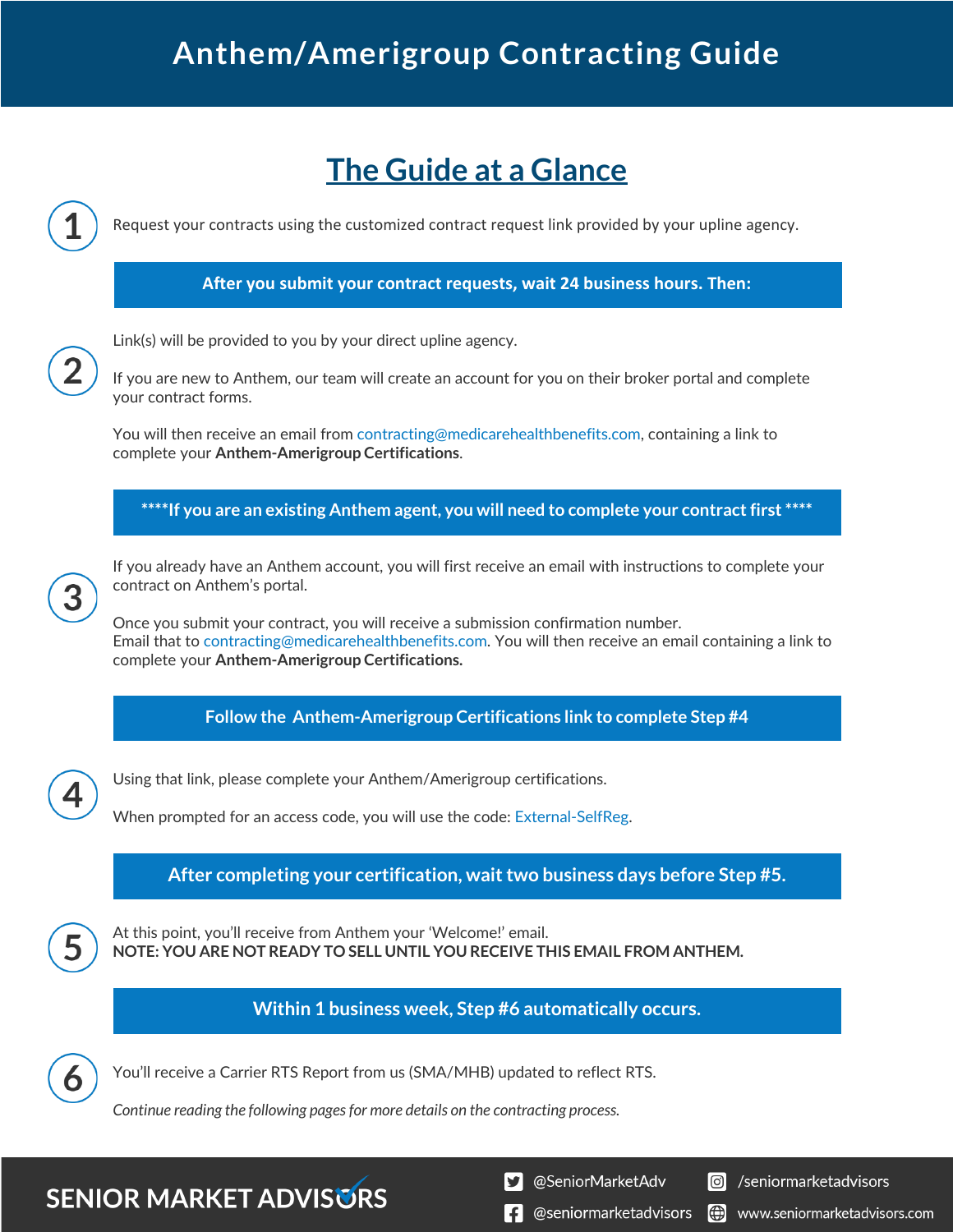# Anthem/Amerigroup Contracting Guide

## The Guide at a Glance

**1**

Request your contracts using the customized contract request link provided by your upline agency.

**After you submit your contract requests, wait 24 business hours. Then:**

**2**

Link(s) will be provided to you by your direct upline agency.

If you are new to Anthem, our team will create an account for you on their broker portal and complete your contract forms.

You will then receive an email from contracting@medicarehealthbenefits.com, containing a link to complete your **Anthem-Amerigroup Certifications**.

**\*\*\*\*If you are an existing Anthem agent, you will need to complete your contract first \*\*\*\***

**3**

If you already have an Anthem account, you will first receive an email with instructions to complete your contract on Anthem's portal.

Once you submit your contract, you will receive a submission confirmation number.
Email that to contracting@medicarehealthbenefits.com. You will then receive an email containing a link to complete your **Anthem-Amerigroup Certifications.**

**Follow the Anthem-Amerigroup Certifications link to complete Step #4**

**4**

Using that link, please complete your Anthem/Amerigroup certifications.

When prompted for an access code, you will use the code: External-SelfReg.

**After completing your certification, wait two business days before Step #5.**

**5**

At this point, you'll receive from Anthem your 'Welcome!' email.
**NOTE: YOU ARE NOT READY TO SELL UNTIL YOU RECEIVE THIS EMAIL FROM ANTHEM.**

**Within 1 business week, Step #6 automatically occurs.**

**6**

You'll receive a Carrier RTS Report from us (SMA/MHB) updated to reflect RTS.

*Continue reading the following pages for more details on the contracting process.*

SENIOR MARKET ADVISORS

@SeniorMarketAdv | /seniormarketadvisors | @seniormarketadvisors | www.seniormarketadvisors.com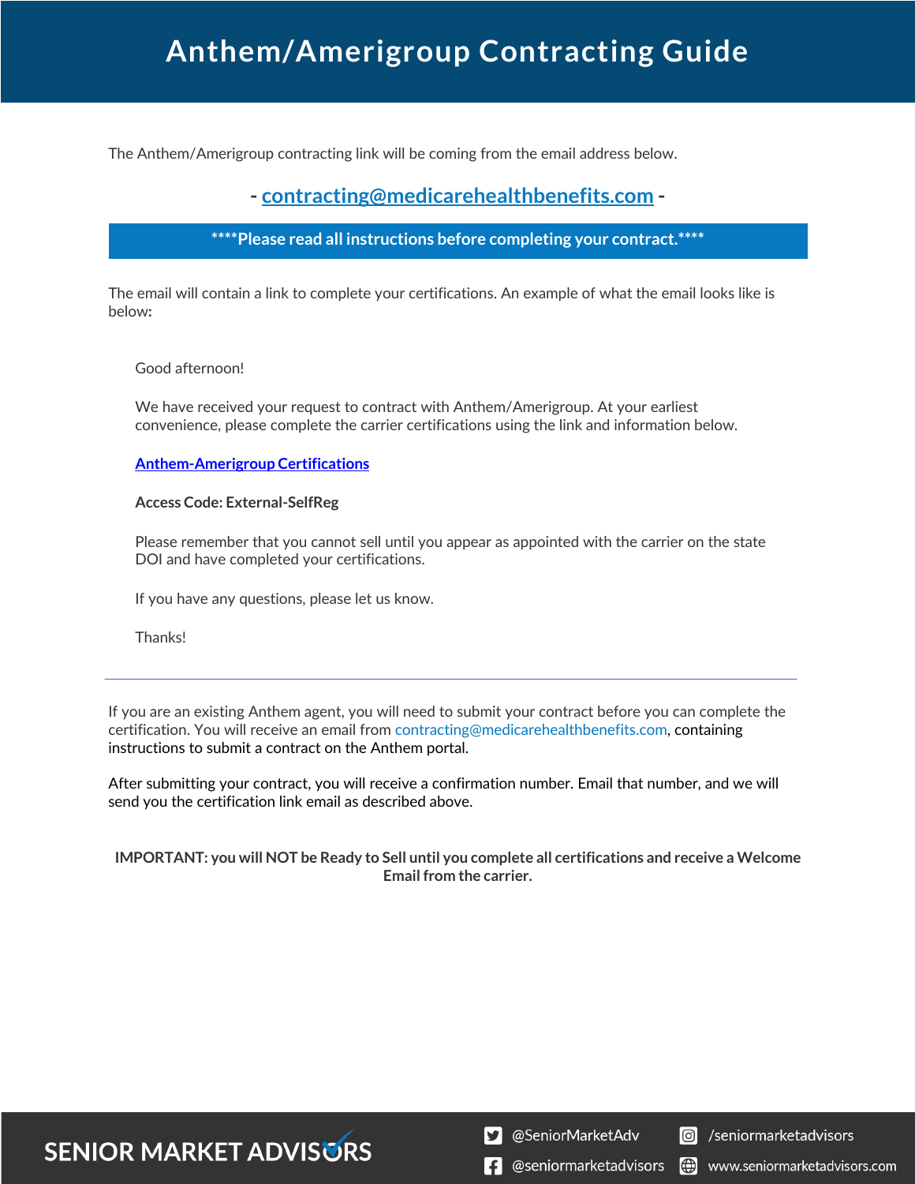# Anthem/Amerigroup Contracting Guide

The Anthem/Amerigroup contracting link will be coming from the email address below.

**- contracting@medicarehealthbenefits.com -**

**\*\*\*\*Please read all instructions before completing your contract.\*\*\*\***

The email will contain a link to complete your certifications. An example of what the email looks like is below:

> Good afternoon!
>
> We have received your request to contract with Anthem/Amerigroup. At your earliest convenience, please complete the carrier certifications using the link and information below.
>
> **Anthem-Amerigroup Certifications**
>
> **Access Code: External-SelfReg**
>
> Please remember that you cannot sell until you appear as appointed with the carrier on the state DOI and have completed your certifications.
>
> If you have any questions, please let us know.
>
> Thanks!

---

If you are an existing Anthem agent, you will need to submit your contract before you can complete the certification. You will receive an email from contracting@medicarehealthbenefits.com, containing instructions to submit a contract on the Anthem portal.

After submitting your contract, you will receive a confirmation number. Email that number, and we will send you the certification link email as described above.

**IMPORTANT: you will NOT be Ready to Sell until you complete all certifications and receive a Welcome Email from the carrier.**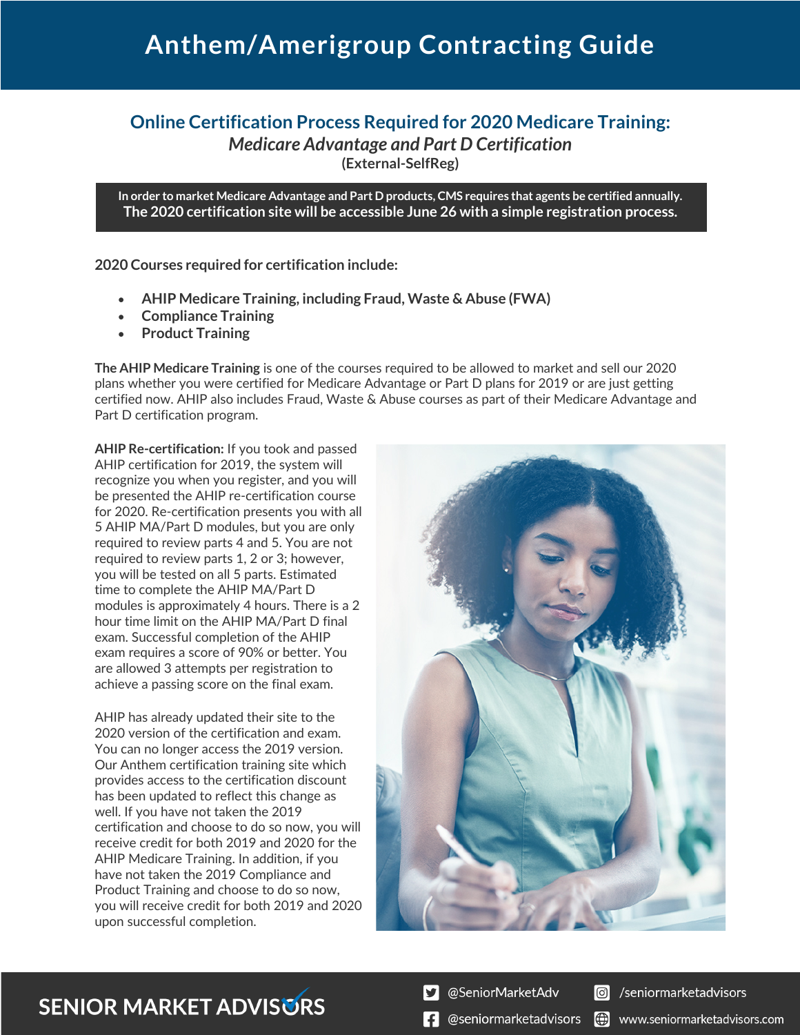# Anthem/Amerigroup Contracting Guide

## Online Certification Process Required for 2020 Medicare Training:

### *Medicare Advantage and Part D Certification*

**(External-SelfReg)**

**In order to market Medicare Advantage and Part D products, CMS requires that agents be certified annually.**
**The 2020 certification site will be accessible June 26 with a simple registration process.**

**2020 Courses required for certification include:**

- **AHIP Medicare Training, including Fraud, Waste & Abuse (FWA)**
- **Compliance Training**
- **Product Training**

**The AHIP Medicare Training** is one of the courses required to be allowed to market and sell our 2020 plans whether you were certified for Medicare Advantage or Part D plans for 2019 or are just getting certified now. AHIP also includes Fraud, Waste & Abuse courses as part of their Medicare Advantage and Part D certification program.

**AHIP Re-certification:** If you took and passed AHIP certification for 2019, the system will recognize you when you register, and you will be presented the AHIP re-certification course for 2020. Re-certification presents you with all 5 AHIP MA/Part D modules, but you are only required to review parts 4 and 5. You are not required to review parts 1, 2 or 3; however, you will be tested on all 5 parts. Estimated time to complete the AHIP MA/Part D modules is approximately 4 hours. There is a 2 hour time limit on the AHIP MA/Part D final exam. Successful completion of the AHIP exam requires a score of 90% or better. You are allowed 3 attempts per registration to achieve a passing score on the final exam.

AHIP has already updated their site to the 2020 version of the certification and exam. You can no longer access the 2019 version. Our Anthem certification training site which provides access to the certification discount has been updated to reflect this change as well. If you have not taken the 2019 certification and choose to do so now, you will receive credit for both 2019 and 2020 for the AHIP Medicare Training. In addition, if you have not taken the 2019 Compliance and Product Training and choose to do so now, you will receive credit for both 2019 and 2020 upon successful completion.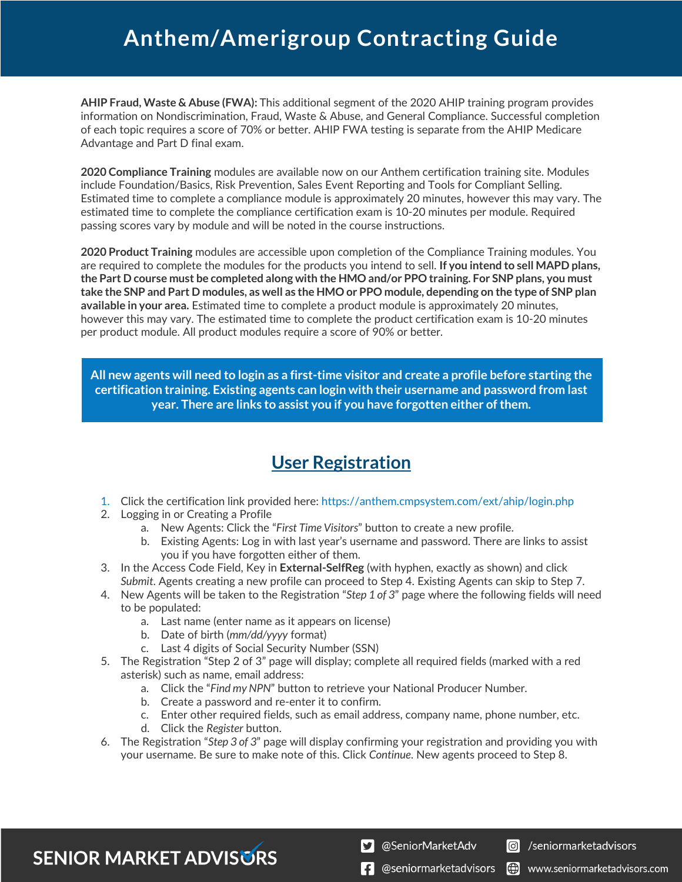# Anthem/Amerigroup Contracting Guide

**AHIP Fraud, Waste & Abuse (FWA):** This additional segment of the 2020 AHIP training program provides information on Nondiscrimination, Fraud, Waste & Abuse, and General Compliance. Successful completion of each topic requires a score of 70% or better. AHIP FWA testing is separate from the AHIP Medicare Advantage and Part D final exam.

**2020 Compliance Training** modules are available now on our Anthem certification training site. Modules include Foundation/Basics, Risk Prevention, Sales Event Reporting and Tools for Compliant Selling. Estimated time to complete a compliance module is approximately 20 minutes, however this may vary. The estimated time to complete the compliance certification exam is 10-20 minutes per module. Required passing scores vary by module and will be noted in the course instructions.

**2020 Product Training** modules are accessible upon completion of the Compliance Training modules. You are required to complete the modules for the products you intend to sell. **If you intend to sell MAPD plans, the Part D course must be completed along with the HMO and/or PPO training. For SNP plans, you must take the SNP and Part D modules, as well as the HMO or PPO module, depending on the type of SNP plan available in your area.** Estimated time to complete a product module is approximately 20 minutes, however this may vary. The estimated time to complete the product certification exam is 10-20 minutes per product module. All product modules require a score of 90% or better.

**All new agents will need to login as a first-time visitor and create a profile before starting the certification training. Existing agents can login with their username and password from last year. There are links to assist you if you have forgotten either of them.**

## User Registration

1. Click the certification link provided here: https://anthem.cmpsystem.com/ext/ahip/login.php
2. Logging in or Creating a Profile
   a. New Agents: Click the "*First Time Visitors*" button to create a new profile.
   b. Existing Agents: Log in with last year's username and password. There are links to assist you if you have forgotten either of them.
3. In the Access Code Field, Key in **External-SelfReg** (with hyphen, exactly as shown) and click *Submit*. Agents creating a new profile can proceed to Step 4. Existing Agents can skip to Step 7.
4. New Agents will be taken to the Registration "*Step 1 of 3*" page where the following fields will need to be populated:
   a. Last name (enter name as it appears on license)
   b. Date of birth (*mm/dd/yyyy* format)
   c. Last 4 digits of Social Security Number (SSN)
5. The Registration "Step 2 of 3" page will display; complete all required fields (marked with a red asterisk) such as name, email address:
   a. Click the "*Find my NPN*" button to retrieve your National Producer Number.
   b. Create a password and re-enter it to confirm.
   c. Enter other required fields, such as email address, company name, phone number, etc.
   d. Click the *Register* button.
6. The Registration "*Step 3 of 3*" page will display confirming your registration and providing you with your username. Be sure to make note of this. Click *Continue*. New agents proceed to Step 8.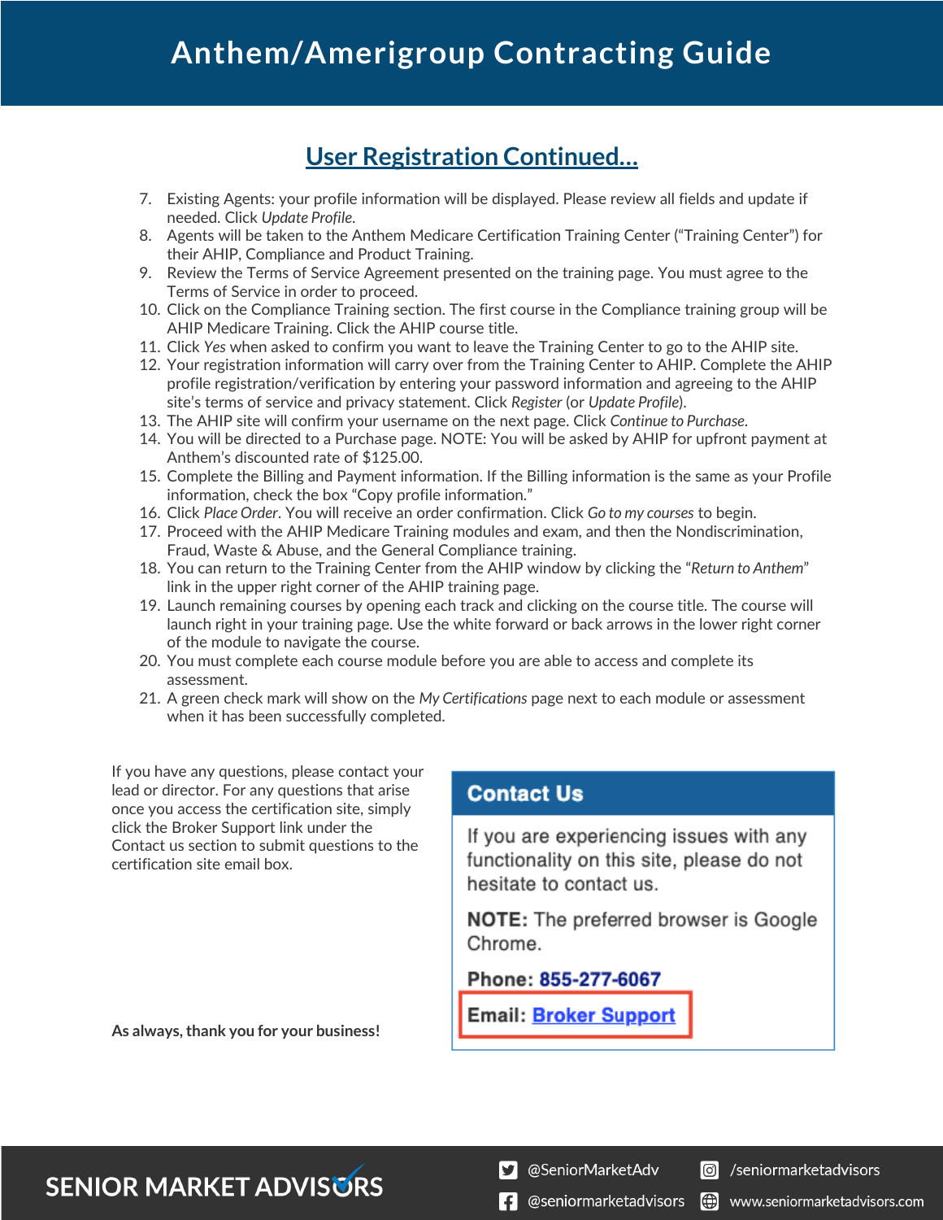# Anthem/Amerigroup Contracting Guide

## User Registration Continued...

7. Existing Agents: your profile information will be displayed. Please review all fields and update if needed. Click *Update Profile.*
8. Agents will be taken to the Anthem Medicare Certification Training Center ("Training Center") for their AHIP, Compliance and Product Training.
9. Review the Terms of Service Agreement presented on the training page. You must agree to the Terms of Service in order to proceed.
10. Click on the Compliance Training section. The first course in the Compliance training group will be AHIP Medicare Training. Click the AHIP course title.
11. Click *Yes* when asked to confirm you want to leave the Training Center to go to the AHIP site.
12. Your registration information will carry over from the Training Center to AHIP. Complete the AHIP profile registration/verification by entering your password information and agreeing to the AHIP site's terms of service and privacy statement. Click *Register* (or *Update Profile*).
13. The AHIP site will confirm your username on the next page. Click *Continue to Purchase.*
14. You will be directed to a Purchase page. NOTE: You will be asked by AHIP for upfront payment at Anthem's discounted rate of $125.00.
15. Complete the Billing and Payment information. If the Billing information is the same as your Profile information, check the box "Copy profile information."
16. Click *Place Order*. You will receive an order confirmation. Click *Go to my courses* to begin.
17. Proceed with the AHIP Medicare Training modules and exam, and then the Nondiscrimination, Fraud, Waste & Abuse, and the General Compliance training.
18. You can return to the Training Center from the AHIP window by clicking the "*Return to Anthem*" link in the upper right corner of the AHIP training page.
19. Launch remaining courses by opening each track and clicking on the course title. The course will launch right in your training page. Use the white forward or back arrows in the lower right corner of the module to navigate the course.
20. You must complete each course module before you are able to access and complete its assessment.
21. A green check mark will show on the *My Certifications* page next to each module or assessment when it has been successfully completed.

If you have any questions, please contact your lead or director. For any questions that arise once you access the certification site, simply click the Broker Support link under the Contact us section to submit questions to the certification site email box.

**Contact Us**

If you are experiencing issues with any functionality on this site, please do not hesitate to contact us.

**NOTE:** The preferred browser is Google Chrome.

**Phone:** 855-277-6067

**Email:** Broker Support

**As always, thank you for your business!**